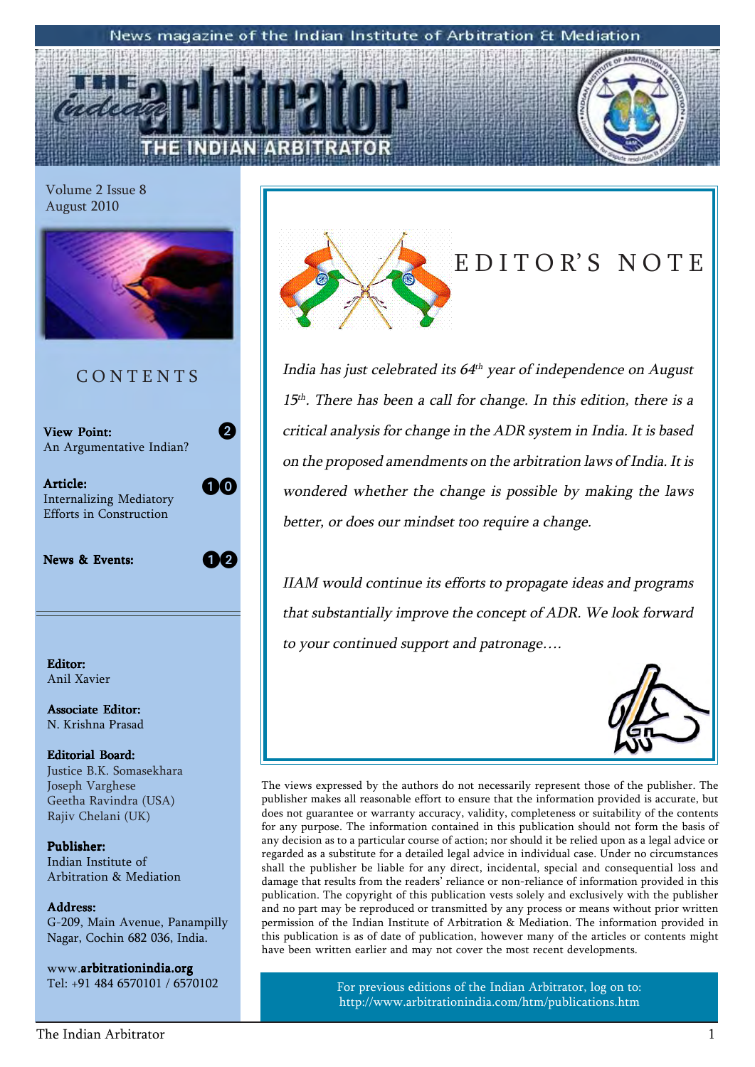News magazine of the Indian Institute of Arbitration & Mediation

# THE INDIAN ARBITRATOR

Volume 2 Issue 8
August 2010

## CONTENTS

**View Point:** An Argumentative Indian? — 2

**Article:** Internalizing Mediatory Efforts in Construction — 10

**News & Events:** — 12

**Editor:**
Anil Xavier

**Associate Editor:**
N. Krishna Prasad

**Editorial Board:**
Justice B.K. Somasekhara
Joseph Varghese
Geetha Ravindra (USA)
Rajiv Chelani (UK)

**Publisher:**
Indian Institute of Arbitration & Mediation

**Address:**
G-209, Main Avenue, Panampilly Nagar, Cochin 682 036, India.

www.**arbitrationindia.org**
Tel: +91 484 6570101 / 6570102

## EDITOR'S NOTE

*India has just celebrated its 64th year of independence on August 15th. There has been a call for change. In this edition, there is a critical analysis for change in the ADR system in India. It is based on the proposed amendments on the arbitration laws of India. It is wondered whether the change is possible by making the laws better, or does our mindset too require a change.*

*IIAM would continue its efforts to propagate ideas and programs that substantially improve the concept of ADR. We look forward to your continued support and patronage….*

The views expressed by the authors do not necessarily represent those of the publisher. The publisher makes all reasonable effort to ensure that the information provided is accurate, but does not guarantee or warranty accuracy, validity, completeness or suitability of the contents for any purpose. The information contained in this publication should not form the basis of any decision as to a particular course of action; nor should it be relied upon as a legal advice or regarded as a substitute for a detailed legal advice in individual case. Under no circumstances shall the publisher be liable for any direct, incidental, special and consequential loss and damage that results from the readers' reliance or non-reliance of information provided in this publication. The copyright of this publication vests solely and exclusively with the publisher and no part may be reproduced or transmitted by any process or means without prior written permission of the Indian Institute of Arbitration & Mediation. The information provided in this publication is as of date of publication, however many of the articles or contents might have been written earlier and may not cover the most recent developments.

For previous editions of the Indian Arbitrator, log on to: http://www.arbitrationindia.com/htm/publications.htm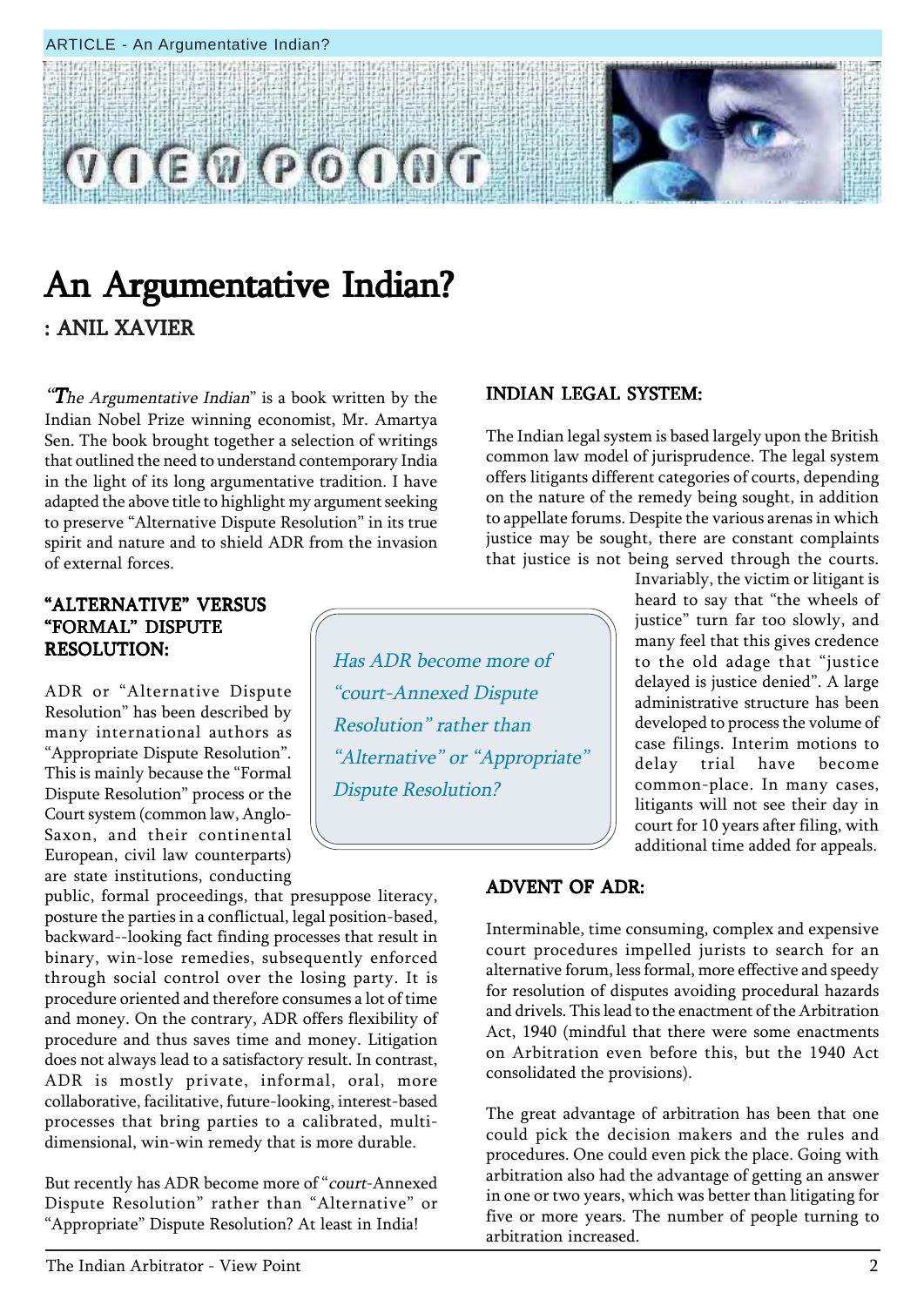# An Argumentative Indian?

**: ANIL XAVIER**

"*The Argumentative Indian*" is a book written by the Indian Nobel Prize winning economist, Mr. Amartya Sen. The book brought together a selection of writings that outlined the need to understand contemporary India in the light of its long argumentative tradition. I have adapted the above title to highlight my argument seeking to preserve "Alternative Dispute Resolution" in its true spirit and nature and to shield ADR from the invasion of external forces.

## "ALTERNATIVE" VERSUS "FORMAL" DISPUTE RESOLUTION:

ADR or "Alternative Dispute Resolution" has been described by many international authors as "Appropriate Dispute Resolution". This is mainly because the "Formal Dispute Resolution" process or the Court system (common law, Anglo-Saxon, and their continental European, civil law counterparts) are state institutions, conducting public, formal proceedings, that presuppose literacy, posture the parties in a conflictual, legal position-based, backward--looking fact finding processes that result in binary, win-lose remedies, subsequently enforced through social control over the losing party. It is procedure oriented and therefore consumes a lot of time and money. On the contrary, ADR offers flexibility of procedure and thus saves time and money. Litigation does not always lead to a satisfactory result. In contrast, ADR is mostly private, informal, oral, more collaborative, facilitative, future-looking, interest-based processes that bring parties to a calibrated, multi-dimensional, win-win remedy that is more durable.

> *Has ADR become more of "court-Annexed Dispute Resolution" rather than "Alternative" or "Appropriate" Dispute Resolution?*

But recently has ADR become more of "*court*-Annexed Dispute Resolution" rather than "Alternative" or "Appropriate" Dispute Resolution? At least in India!

## INDIAN LEGAL SYSTEM:

The Indian legal system is based largely upon the British common law model of jurisprudence. The legal system offers litigants different categories of courts, depending on the nature of the remedy being sought, in addition to appellate forums. Despite the various arenas in which justice may be sought, there are constant complaints that justice is not being served through the courts. Invariably, the victim or litigant is heard to say that "the wheels of justice" turn far too slowly, and many feel that this gives credence to the old adage that "justice delayed is justice denied". A large administrative structure has been developed to process the volume of case filings. Interim motions to delay trial have become common-place. In many cases, litigants will not see their day in court for 10 years after filing, with additional time added for appeals.

## ADVENT OF ADR:

Interminable, time consuming, complex and expensive court procedures impelled jurists to search for an alternative forum, less formal, more effective and speedy for resolution of disputes avoiding procedural hazards and drivels. This lead to the enactment of the Arbitration Act, 1940 (mindful that there were some enactments on Arbitration even before this, but the 1940 Act consolidated the provisions).

The great advantage of arbitration has been that one could pick the decision makers and the rules and procedures. One could even pick the place. Going with arbitration also had the advantage of getting an answer in one or two years, which was better than litigating for five or more years. The number of people turning to arbitration increased.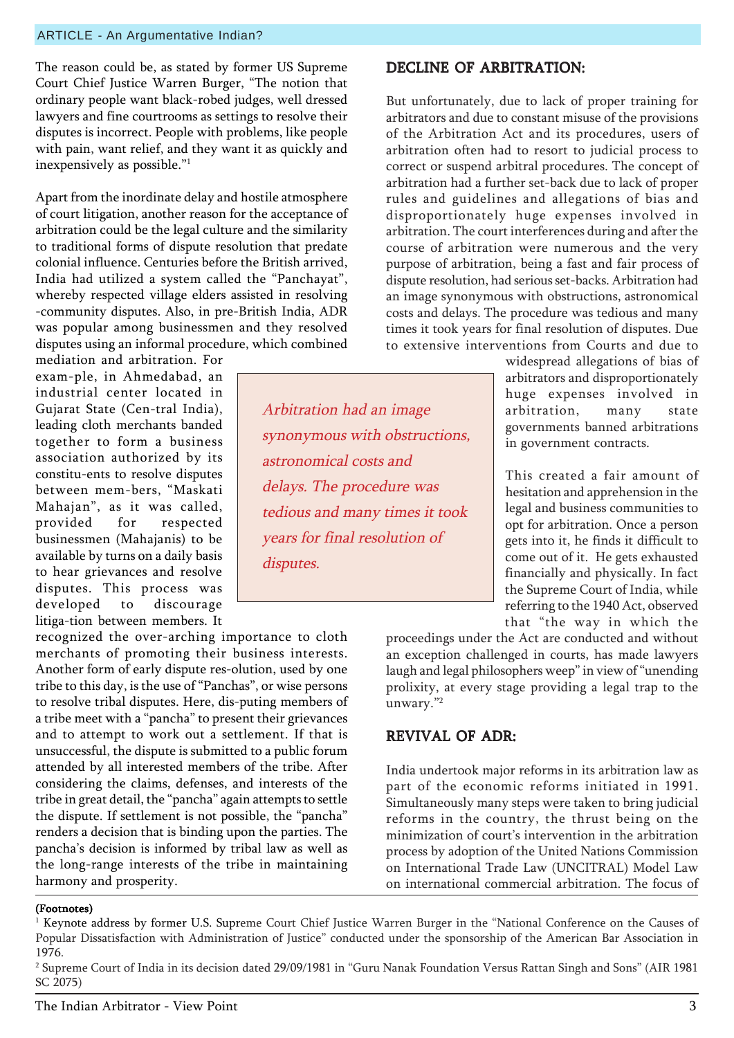The reason could be, as stated by former US Supreme Court Chief Justice Warren Burger, "The notion that ordinary people want black-robed judges, well dressed lawyers and fine courtrooms as settings to resolve their disputes is incorrect. People with problems, like people with pain, want relief, and they want it as quickly and inexpensively as possible."[1]

Apart from the inordinate delay and hostile atmosphere of court litigation, another reason for the acceptance of arbitration could be the legal culture and the similarity to traditional forms of dispute resolution that predate colonial influence. Centuries before the British arrived, India had utilized a system called the "Panchayat", whereby respected village elders assisted in resolving -community disputes. Also, in pre-British India, ADR was popular among businessmen and they resolved disputes using an informal procedure, which combined mediation and arbitration. For exam-ple, in Ahmedabad, an industrial center located in Gujarat State (Cen-tral India), leading cloth merchants banded together to form a business association authorized by its constitu-ents to resolve disputes between mem-bers, "Maskati Mahajan", as it was called, provided for respected businessmen (Mahajanis) to be available by turns on a daily basis to hear grievances and resolve disputes. This process was developed to discourage litiga-tion between members. It recognized the over-arching importance to cloth merchants of promoting their business interests. Another form of early dispute res-olution, used by one tribe to this day, is the use of "Panchas", or wise persons to resolve tribal disputes. Here, dis-puting members of a tribe meet with a "pancha" to present their grievances and to attempt to work out a settlement. If that is unsuccessful, the dispute is submitted to a public forum attended by all interested members of the tribe. After considering the claims, defenses, and interests of the tribe in great detail, the "pancha" again attempts to settle the dispute. If settlement is not possible, the "pancha" renders a decision that is binding upon the parties. The pancha's decision is informed by tribal law as well as the long-range interests of the tribe in maintaining harmony and prosperity.

## DECLINE OF ARBITRATION:

But unfortunately, due to lack of proper training for arbitrators and due to constant misuse of the provisions of the Arbitration Act and its procedures, users of arbitration often had to resort to judicial process to correct or suspend arbitral procedures. The concept of arbitration had a further set-back due to lack of proper rules and guidelines and allegations of bias and disproportionately huge expenses involved in arbitration. The court interferences during and after the course of arbitration were numerous and the very purpose of arbitration, being a fast and fair process of dispute resolution, had serious set-backs. Arbitration had an image synonymous with obstructions, astronomical costs and delays. The procedure was tedious and many times it took years for final resolution of disputes. Due to extensive interventions from Courts and due to widespread allegations of bias of arbitrators and disproportionately huge expenses involved in arbitration, many state governments banned arbitrations in government contracts.

> *Arbitration had an image synonymous with obstructions, astronomical costs and delays. The procedure was tedious and many times it took years for final resolution of disputes.*

This created a fair amount of hesitation and apprehension in the legal and business communities to opt for arbitration. Once a person gets into it, he finds it difficult to come out of it. He gets exhausted financially and physically. In fact the Supreme Court of India, while referring to the 1940 Act, observed that "the way in which the proceedings under the Act are conducted and without an exception challenged in courts, has made lawyers laugh and legal philosophers weep" in view of "unending prolixity, at every stage providing a legal trap to the unwary."[2]

## REVIVAL OF ADR:

India undertook major reforms in its arbitration law as part of the economic reforms initiated in 1991. Simultaneously many steps were taken to bring judicial reforms in the country, the thrust being on the minimization of court's intervention in the arbitration process by adoption of the United Nations Commission on International Trade Law (UNCITRAL) Model Law on international commercial arbitration. The focus of

**(Footnotes)**

[1] Keynote address by former U.S. Supreme Court Chief Justice Warren Burger in the "National Conference on the Causes of Popular Dissatisfaction with Administration of Justice" conducted under the sponsorship of the American Bar Association in 1976.

[2] Supreme Court of India in its decision dated 29/09/1981 in "Guru Nanak Foundation Versus Rattan Singh and Sons" (AIR 1981 SC 2075)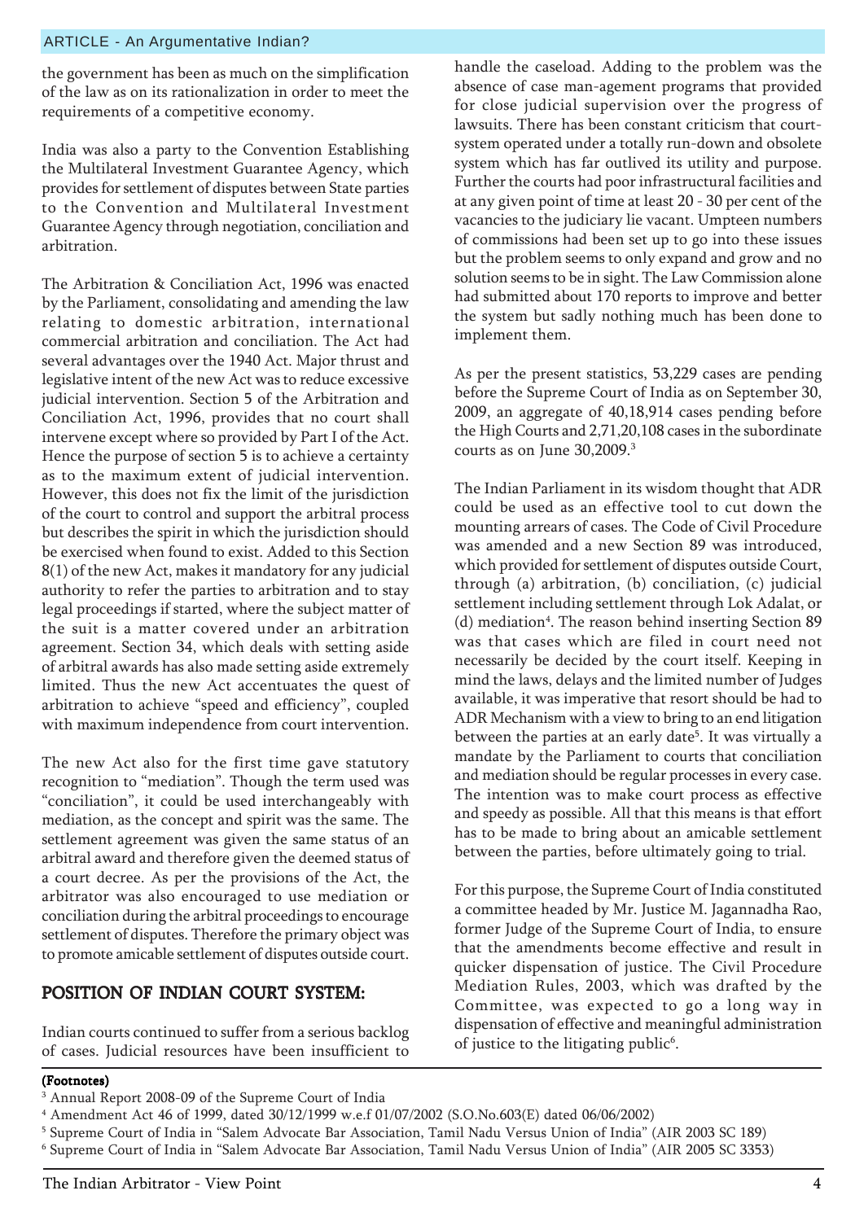the government has been as much on the simplification of the law as on its rationalization in order to meet the requirements of a competitive economy.

India was also a party to the Convention Establishing the Multilateral Investment Guarantee Agency, which provides for settlement of disputes between State parties to the Convention and Multilateral Investment Guarantee Agency through negotiation, conciliation and arbitration.

The Arbitration & Conciliation Act, 1996 was enacted by the Parliament, consolidating and amending the law relating to domestic arbitration, international commercial arbitration and conciliation. The Act had several advantages over the 1940 Act. Major thrust and legislative intent of the new Act was to reduce excessive judicial intervention. Section 5 of the Arbitration and Conciliation Act, 1996, provides that no court shall intervene except where so provided by Part I of the Act. Hence the purpose of section 5 is to achieve a certainty as to the maximum extent of judicial intervention. However, this does not fix the limit of the jurisdiction of the court to control and support the arbitral process but describes the spirit in which the jurisdiction should be exercised when found to exist. Added to this Section 8(1) of the new Act, makes it mandatory for any judicial authority to refer the parties to arbitration and to stay legal proceedings if started, where the subject matter of the suit is a matter covered under an arbitration agreement. Section 34, which deals with setting aside of arbitral awards has also made setting aside extremely limited. Thus the new Act accentuates the quest of arbitration to achieve "speed and efficiency", coupled with maximum independence from court intervention.

The new Act also for the first time gave statutory recognition to "mediation". Though the term used was "conciliation", it could be used interchangeably with mediation, as the concept and spirit was the same. The settlement agreement was given the same status of an arbitral award and therefore given the deemed status of a court decree. As per the provisions of the Act, the arbitrator was also encouraged to use mediation or conciliation during the arbitral proceedings to encourage settlement of disputes. Therefore the primary object was to promote amicable settlement of disputes outside court.

## POSITION OF INDIAN COURT SYSTEM:

Indian courts continued to suffer from a serious backlog of cases. Judicial resources have been insufficient to handle the caseload. Adding to the problem was the absence of case man-agement programs that provided for close judicial supervision over the progress of lawsuits. There has been constant criticism that court-system operated under a totally run-down and obsolete system which has far outlived its utility and purpose. Further the courts had poor infrastructural facilities and at any given point of time at least 20 - 30 per cent of the vacancies to the judiciary lie vacant. Umpteen numbers of commissions had been set up to go into these issues but the problem seems to only expand and grow and no solution seems to be in sight. The Law Commission alone had submitted about 170 reports to improve and better the system but sadly nothing much has been done to implement them.

As per the present statistics, 53,229 cases are pending before the Supreme Court of India as on September 30, 2009, an aggregate of 40,18,914 cases pending before the High Courts and 2,71,20,108 cases in the subordinate courts as on June 30,2009.[3]

The Indian Parliament in its wisdom thought that ADR could be used as an effective tool to cut down the mounting arrears of cases. The Code of Civil Procedure was amended and a new Section 89 was introduced, which provided for settlement of disputes outside Court, through (a) arbitration, (b) conciliation, (c) judicial settlement including settlement through Lok Adalat, or (d) mediation[4]. The reason behind inserting Section 89 was that cases which are filed in court need not necessarily be decided by the court itself. Keeping in mind the laws, delays and the limited number of Judges available, it was imperative that resort should be had to ADR Mechanism with a view to bring to an end litigation between the parties at an early date[5]. It was virtually a mandate by the Parliament to courts that conciliation and mediation should be regular processes in every case. The intention was to make court process as effective and speedy as possible. All that this means is that effort has to be made to bring about an amicable settlement between the parties, before ultimately going to trial.

For this purpose, the Supreme Court of India constituted a committee headed by Mr. Justice M. Jagannadha Rao, former Judge of the Supreme Court of India, to ensure that the amendments become effective and result in quicker dispensation of justice. The Civil Procedure Mediation Rules, 2003, which was drafted by the Committee, was expected to go a long way in dispensation of effective and meaningful administration of justice to the litigating public[6].

**(Footnotes)**

[3] Annual Report 2008-09 of the Supreme Court of India

[4] Amendment Act 46 of 1999, dated 30/12/1999 w.e.f 01/07/2002 (S.O.No.603(E) dated 06/06/2002)

[5] Supreme Court of India in "Salem Advocate Bar Association, Tamil Nadu Versus Union of India" (AIR 2003 SC 189)

[6] Supreme Court of India in "Salem Advocate Bar Association, Tamil Nadu Versus Union of India" (AIR 2005 SC 3353)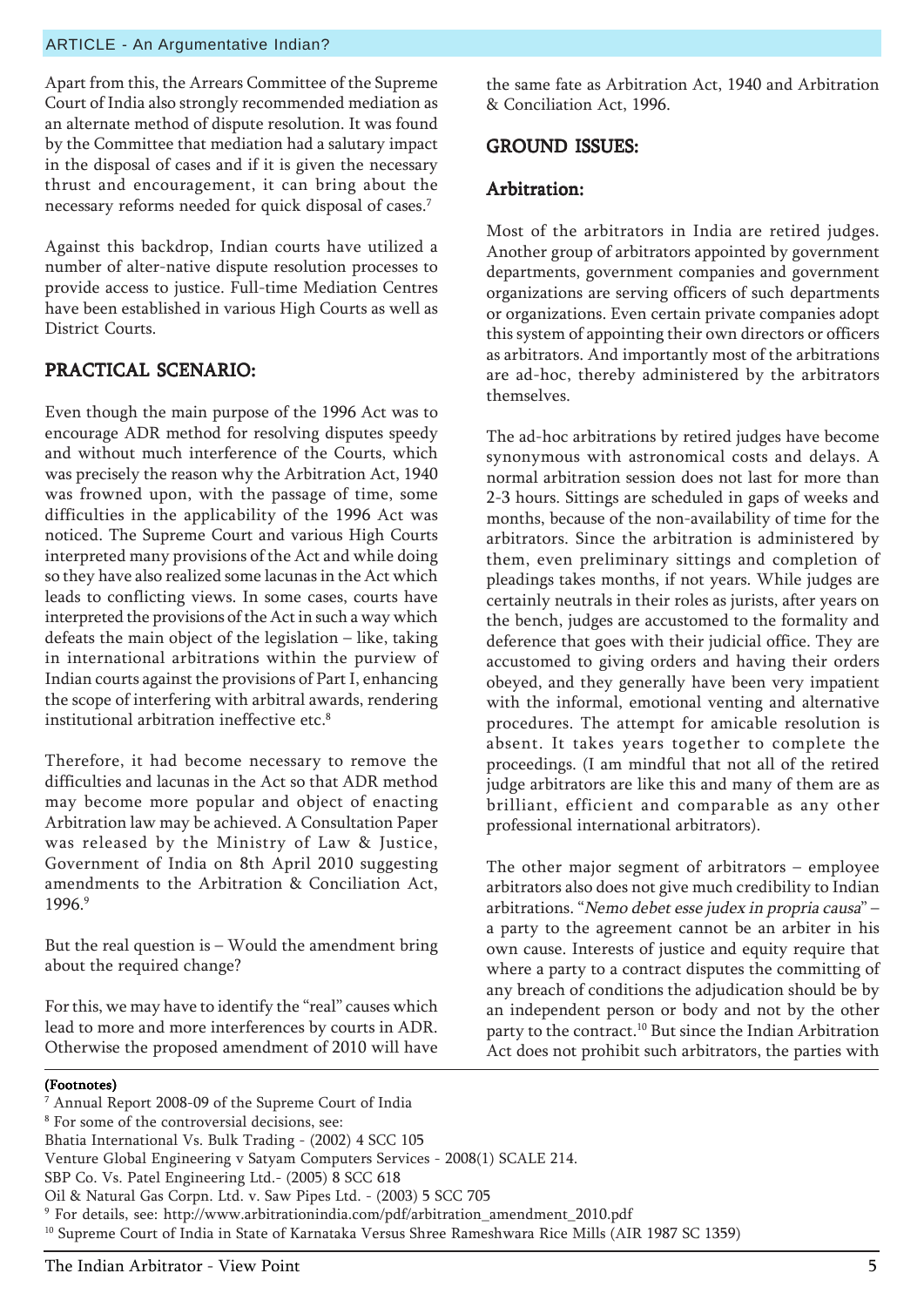Apart from this, the Arrears Committee of the Supreme Court of India also strongly recommended mediation as an alternate method of dispute resolution. It was found by the Committee that mediation had a salutary impact in the disposal of cases and if it is given the necessary thrust and encouragement, it can bring about the necessary reforms needed for quick disposal of cases.[7]

Against this backdrop, Indian courts have utilized a number of alter-native dispute resolution processes to provide access to justice. Full-time Mediation Centres have been established in various High Courts as well as District Courts.

## PRACTICAL SCENARIO:

Even though the main purpose of the 1996 Act was to encourage ADR method for resolving disputes speedy and without much interference of the Courts, which was precisely the reason why the Arbitration Act, 1940 was frowned upon, with the passage of time, some difficulties in the applicability of the 1996 Act was noticed. The Supreme Court and various High Courts interpreted many provisions of the Act and while doing so they have also realized some lacunas in the Act which leads to conflicting views. In some cases, courts have interpreted the provisions of the Act in such a way which defeats the main object of the legislation – like, taking in international arbitrations within the purview of Indian courts against the provisions of Part I, enhancing the scope of interfering with arbitral awards, rendering institutional arbitration ineffective etc.[8]

Therefore, it had become necessary to remove the difficulties and lacunas in the Act so that ADR method may become more popular and object of enacting Arbitration law may be achieved. A Consultation Paper was released by the Ministry of Law & Justice, Government of India on 8th April 2010 suggesting amendments to the Arbitration & Conciliation Act, 1996.[9]

But the real question is – Would the amendment bring about the required change?

For this, we may have to identify the "real" causes which lead to more and more interferences by courts in ADR. Otherwise the proposed amendment of 2010 will have the same fate as Arbitration Act, 1940 and Arbitration & Conciliation Act, 1996.

## GROUND ISSUES:

### Arbitration:

Most of the arbitrators in India are retired judges. Another group of arbitrators appointed by government departments, government companies and government organizations are serving officers of such departments or organizations. Even certain private companies adopt this system of appointing their own directors or officers as arbitrators. And importantly most of the arbitrations are ad-hoc, thereby administered by the arbitrators themselves.

The ad-hoc arbitrations by retired judges have become synonymous with astronomical costs and delays. A normal arbitration session does not last for more than 2-3 hours. Sittings are scheduled in gaps of weeks and months, because of the non-availability of time for the arbitrators. Since the arbitration is administered by them, even preliminary sittings and completion of pleadings takes months, if not years. While judges are certainly neutrals in their roles as jurists, after years on the bench, judges are accustomed to the formality and deference that goes with their judicial office. They are accustomed to giving orders and having their orders obeyed, and they generally have been very impatient with the informal, emotional venting and alternative procedures. The attempt for amicable resolution is absent. It takes years together to complete the proceedings. (I am mindful that not all of the retired judge arbitrators are like this and many of them are as brilliant, efficient and comparable as any other professional international arbitrators).

The other major segment of arbitrators – employee arbitrators also does not give much credibility to Indian arbitrations. "*Nemo debet esse judex in propria causa*" – a party to the agreement cannot be an arbiter in his own cause. Interests of justice and equity require that where a party to a contract disputes the committing of any breach of conditions the adjudication should be by an independent person or body and not by the other party to the contract.[10] But since the Indian Arbitration Act does not prohibit such arbitrators, the parties with

**(Footnotes)**

[7] Annual Report 2008-09 of the Supreme Court of India

[8] For some of the controversial decisions, see:
Bhatia International Vs. Bulk Trading - (2002) 4 SCC 105
Venture Global Engineering v Satyam Computers Services - 2008(1) SCALE 214.
SBP Co. Vs. Patel Engineering Ltd.- (2005) 8 SCC 618
Oil & Natural Gas Corpn. Ltd. v. Saw Pipes Ltd. - (2003) 5 SCC 705

[9] For details, see: http://www.arbitrationindia.com/pdf/arbitration_amendment_2010.pdf

[10] Supreme Court of India in State of Karnataka Versus Shree Rameshwara Rice Mills (AIR 1987 SC 1359)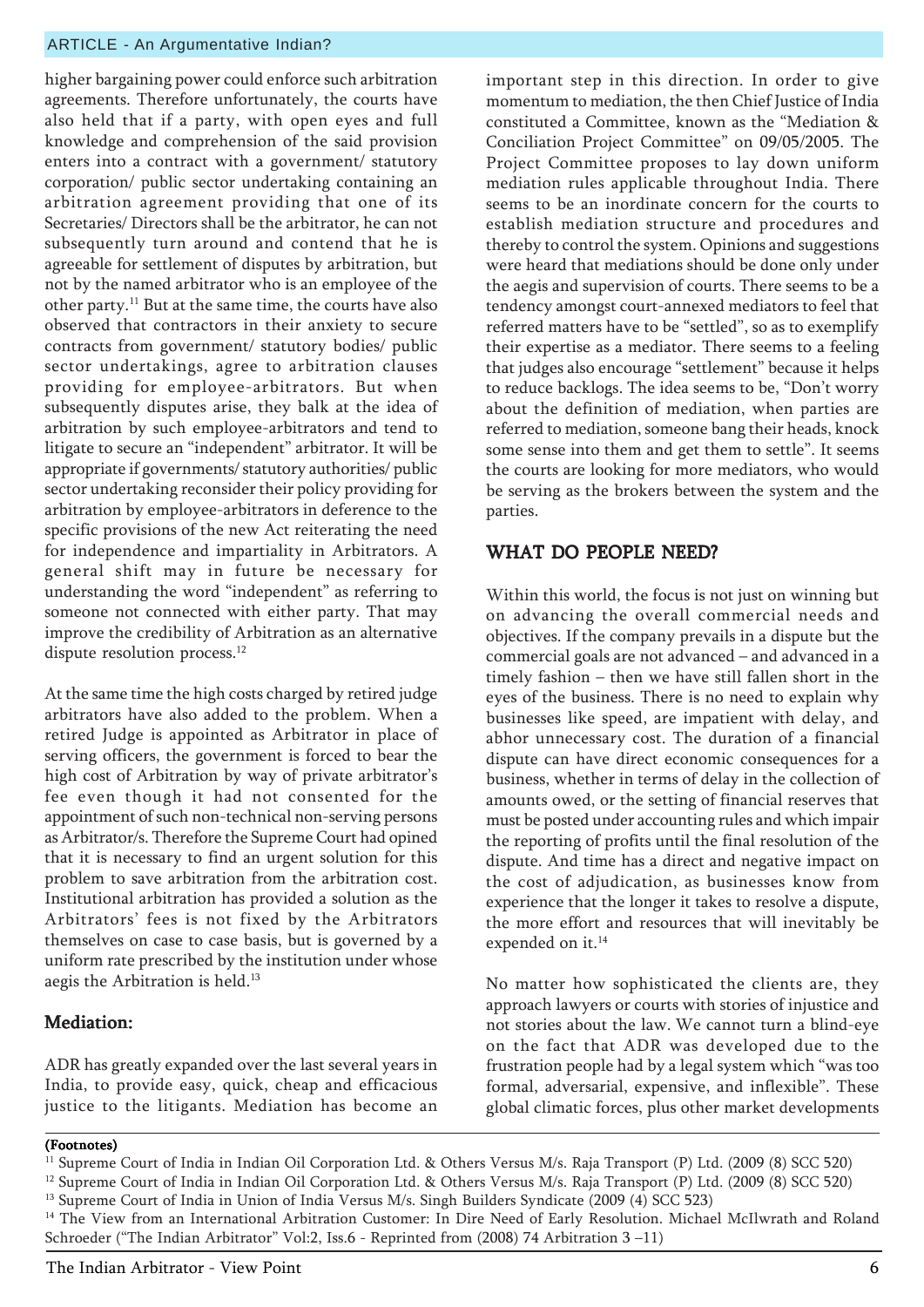higher bargaining power could enforce such arbitration agreements. Therefore unfortunately, the courts have also held that if a party, with open eyes and full knowledge and comprehension of the said provision enters into a contract with a government/ statutory corporation/ public sector undertaking containing an arbitration agreement providing that one of its Secretaries/ Directors shall be the arbitrator, he can not subsequently turn around and contend that he is agreeable for settlement of disputes by arbitration, but not by the named arbitrator who is an employee of the other party.[11] But at the same time, the courts have also observed that contractors in their anxiety to secure contracts from government/ statutory bodies/ public sector undertakings, agree to arbitration clauses providing for employee-arbitrators. But when subsequently disputes arise, they balk at the idea of arbitration by such employee-arbitrators and tend to litigate to secure an "independent" arbitrator. It will be appropriate if governments/ statutory authorities/ public sector undertaking reconsider their policy providing for arbitration by employee-arbitrators in deference to the specific provisions of the new Act reiterating the need for independence and impartiality in Arbitrators. A general shift may in future be necessary for understanding the word "independent" as referring to someone not connected with either party. That may improve the credibility of Arbitration as an alternative dispute resolution process.[12]

At the same time the high costs charged by retired judge arbitrators have also added to the problem. When a retired Judge is appointed as Arbitrator in place of serving officers, the government is forced to bear the high cost of Arbitration by way of private arbitrator's fee even though it had not consented for the appointment of such non-technical non-serving persons as Arbitrator/s. Therefore the Supreme Court had opined that it is necessary to find an urgent solution for this problem to save arbitration from the arbitration cost. Institutional arbitration has provided a solution as the Arbitrators' fees is not fixed by the Arbitrators themselves on case to case basis, but is governed by a uniform rate prescribed by the institution under whose aegis the Arbitration is held.[13]

## Mediation:

ADR has greatly expanded over the last several years in India, to provide easy, quick, cheap and efficacious justice to the litigants. Mediation has become an important step in this direction. In order to give momentum to mediation, the then Chief Justice of India constituted a Committee, known as the "Mediation & Conciliation Project Committee" on 09/05/2005. The Project Committee proposes to lay down uniform mediation rules applicable throughout India. There seems to be an inordinate concern for the courts to establish mediation structure and procedures and thereby to control the system. Opinions and suggestions were heard that mediations should be done only under the aegis and supervision of courts. There seems to be a tendency amongst court-annexed mediators to feel that referred matters have to be "settled", so as to exemplify their expertise as a mediator. There seems to a feeling that judges also encourage "settlement" because it helps to reduce backlogs. The idea seems to be, "Don't worry about the definition of mediation, when parties are referred to mediation, someone bang their heads, knock some sense into them and get them to settle". It seems the courts are looking for more mediators, who would be serving as the brokers between the system and the parties.

## WHAT DO PEOPLE NEED?

Within this world, the focus is not just on winning but on advancing the overall commercial needs and objectives. If the company prevails in a dispute but the commercial goals are not advanced – and advanced in a timely fashion – then we have still fallen short in the eyes of the business. There is no need to explain why businesses like speed, are impatient with delay, and abhor unnecessary cost. The duration of a financial dispute can have direct economic consequences for a business, whether in terms of delay in the collection of amounts owed, or the setting of financial reserves that must be posted under accounting rules and which impair the reporting of profits until the final resolution of the dispute. And time has a direct and negative impact on the cost of adjudication, as businesses know from experience that the longer it takes to resolve a dispute, the more effort and resources that will inevitably be expended on it.[14]

No matter how sophisticated the clients are, they approach lawyers or courts with stories of injustice and not stories about the law. We cannot turn a blind-eye on the fact that ADR was developed due to the frustration people had by a legal system which "was too formal, adversarial, expensive, and inflexible". These global climatic forces, plus other market developments

**(Footnotes)**

[11] Supreme Court of India in Indian Oil Corporation Ltd. & Others Versus M/s. Raja Transport (P) Ltd. (2009 (8) SCC 520)

[12] Supreme Court of India in Indian Oil Corporation Ltd. & Others Versus M/s. Raja Transport (P) Ltd. (2009 (8) SCC 520)

[13] Supreme Court of India in Union of India Versus M/s. Singh Builders Syndicate (2009 (4) SCC 523)

[14] The View from an International Arbitration Customer: In Dire Need of Early Resolution. Michael McIlwrath and Roland Schroeder ("The Indian Arbitrator" Vol:2, Iss.6 - Reprinted from (2008) 74 Arbitration 3 –11)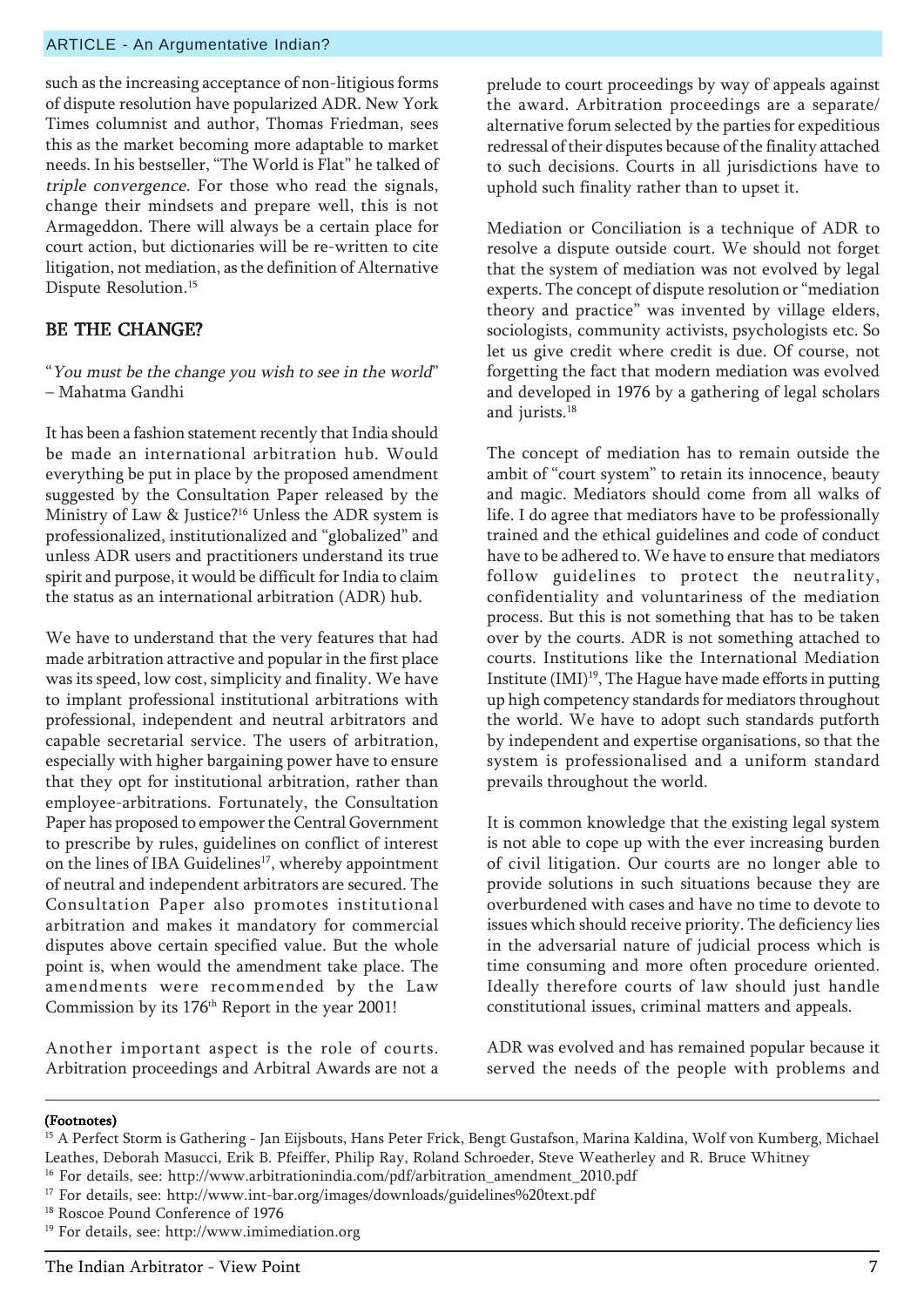such as the increasing acceptance of non-litigious forms of dispute resolution have popularized ADR. New York Times columnist and author, Thomas Friedman, sees this as the market becoming more adaptable to market needs. In his bestseller, "The World is Flat" he talked of *triple convergence*. For those who read the signals, change their mindsets and prepare well, this is not Armageddon. There will always be a certain place for court action, but dictionaries will be re-written to cite litigation, not mediation, as the definition of Alternative Dispute Resolution.[15]

## BE THE CHANGE?

"*You must be the change you wish to see in the world*" – Mahatma Gandhi

It has been a fashion statement recently that India should be made an international arbitration hub. Would everything be put in place by the proposed amendment suggested by the Consultation Paper released by the Ministry of Law & Justice?[16] Unless the ADR system is professionalized, institutionalized and "globalized" and unless ADR users and practitioners understand its true spirit and purpose, it would be difficult for India to claim the status as an international arbitration (ADR) hub.

We have to understand that the very features that had made arbitration attractive and popular in the first place was its speed, low cost, simplicity and finality. We have to implant professional institutional arbitrations with professional, independent and neutral arbitrators and capable secretarial service. The users of arbitration, especially with higher bargaining power have to ensure that they opt for institutional arbitration, rather than employee-arbitrations. Fortunately, the Consultation Paper has proposed to empower the Central Government to prescribe by rules, guidelines on conflict of interest on the lines of IBA Guidelines[17], whereby appointment of neutral and independent arbitrators are secured. The Consultation Paper also promotes institutional arbitration and makes it mandatory for commercial disputes above certain specified value. But the whole point is, when would the amendment take place. The amendments were recommended by the Law Commission by its 176th Report in the year 2001!

Another important aspect is the role of courts. Arbitration proceedings and Arbitral Awards are not a prelude to court proceedings by way of appeals against the award. Arbitration proceedings are a separate/ alternative forum selected by the parties for expeditious redressal of their disputes because of the finality attached to such decisions. Courts in all jurisdictions have to uphold such finality rather than to upset it.

Mediation or Conciliation is a technique of ADR to resolve a dispute outside court. We should not forget that the system of mediation was not evolved by legal experts. The concept of dispute resolution or "mediation theory and practice" was invented by village elders, sociologists, community activists, psychologists etc. So let us give credit where credit is due. Of course, not forgetting the fact that modern mediation was evolved and developed in 1976 by a gathering of legal scholars and jurists.[18]

The concept of mediation has to remain outside the ambit of "court system" to retain its innocence, beauty and magic. Mediators should come from all walks of life. I do agree that mediators have to be professionally trained and the ethical guidelines and code of conduct have to be adhered to. We have to ensure that mediators follow guidelines to protect the neutrality, confidentiality and voluntariness of the mediation process. But this is not something that has to be taken over by the courts. ADR is not something attached to courts. Institutions like the International Mediation Institute (IMI)[19], The Hague have made efforts in putting up high competency standards for mediators throughout the world. We have to adopt such standards putforth by independent and expertise organisations, so that the system is professionalised and a uniform standard prevails throughout the world.

It is common knowledge that the existing legal system is not able to cope up with the ever increasing burden of civil litigation. Our courts are no longer able to provide solutions in such situations because they are overburdened with cases and have no time to devote to issues which should receive priority. The deficiency lies in the adversarial nature of judicial process which is time consuming and more often procedure oriented. Ideally therefore courts of law should just handle constitutional issues, criminal matters and appeals.

ADR was evolved and has remained popular because it served the needs of the people with problems and

**(Footnotes)**

[15] A Perfect Storm is Gathering - Jan Eijsbouts, Hans Peter Frick, Bengt Gustafson, Marina Kaldina, Wolf von Kumberg, Michael Leathes, Deborah Masucci, Erik B. Pfeiffer, Philip Ray, Roland Schroeder, Steve Weatherley and R. Bruce Whitney

[16] For details, see: http://www.arbitrationindia.com/pdf/arbitration_amendment_2010.pdf

[17] For details, see: http://www.int-bar.org/images/downloads/guidelines%20text.pdf

[18] Roscoe Pound Conference of 1976

[19] For details, see: http://www.imimediation.org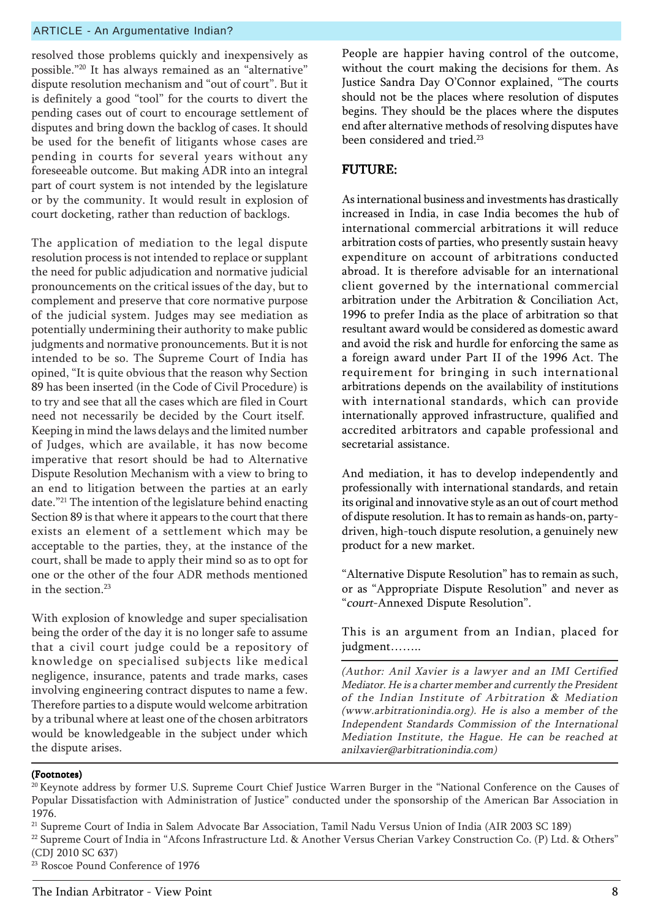resolved those problems quickly and inexpensively as possible."[20] It has always remained as an "alternative" dispute resolution mechanism and "out of court". But it is definitely a good "tool" for the courts to divert the pending cases out of court to encourage settlement of disputes and bring down the backlog of cases. It should be used for the benefit of litigants whose cases are pending in courts for several years without any foreseeable outcome. But making ADR into an integral part of court system is not intended by the legislature or by the community. It would result in explosion of court docketing, rather than reduction of backlogs.

The application of mediation to the legal dispute resolution process is not intended to replace or supplant the need for public adjudication and normative judicial pronouncements on the critical issues of the day, but to complement and preserve that core normative purpose of the judicial system. Judges may see mediation as potentially undermining their authority to make public judgments and normative pronouncements. But it is not intended to be so. The Supreme Court of India has opined, "It is quite obvious that the reason why Section 89 has been inserted (in the Code of Civil Procedure) is to try and see that all the cases which are filed in Court need not necessarily be decided by the Court itself. Keeping in mind the laws delays and the limited number of Judges, which are available, it has now become imperative that resort should be had to Alternative Dispute Resolution Mechanism with a view to bring to an end to litigation between the parties at an early date."[21] The intention of the legislature behind enacting Section 89 is that where it appears to the court that there exists an element of a settlement which may be acceptable to the parties, they, at the instance of the court, shall be made to apply their mind so as to opt for one or the other of the four ADR methods mentioned in the section.[23]

With explosion of knowledge and super specialisation being the order of the day it is no longer safe to assume that a civil court judge could be a repository of knowledge on specialised subjects like medical negligence, insurance, patents and trade marks, cases involving engineering contract disputes to name a few. Therefore parties to a dispute would welcome arbitration by a tribunal where at least one of the chosen arbitrators would be knowledgeable in the subject under which the dispute arises.

People are happier having control of the outcome, without the court making the decisions for them. As Justice Sandra Day O'Connor explained, "The courts should not be the places where resolution of disputes begins. They should be the places where the disputes end after alternative methods of resolving disputes have been considered and tried.[23]

## FUTURE:

As international business and investments has drastically increased in India, in case India becomes the hub of international commercial arbitrations it will reduce arbitration costs of parties, who presently sustain heavy expenditure on account of arbitrations conducted abroad. It is therefore advisable for an international client governed by the international commercial arbitration under the Arbitration & Conciliation Act, 1996 to prefer India as the place of arbitration so that resultant award would be considered as domestic award and avoid the risk and hurdle for enforcing the same as a foreign award under Part II of the 1996 Act. The requirement for bringing in such international arbitrations depends on the availability of institutions with international standards, which can provide internationally approved infrastructure, qualified and accredited arbitrators and capable professional and secretarial assistance.

And mediation, it has to develop independently and professionally with international standards, and retain its original and innovative style as an out of court method of dispute resolution. It has to remain as hands-on, party-driven, high-touch dispute resolution, a genuinely new product for a new market.

"Alternative Dispute Resolution" has to remain as such, or as "Appropriate Dispute Resolution" and never as "*court*-Annexed Dispute Resolution".

This is an argument from an Indian, placed for judgment……..

*(Author: Anil Xavier is a lawyer and an IMI Certified Mediator. He is a charter member and currently the President of the Indian Institute of Arbitration & Mediation (www.arbitrationindia.org). He is also a member of the Independent Standards Commission of the International Mediation Institute, the Hague. He can be reached at anilxavier@arbitrationindia.com)*

**(Footnotes)**

[20] Keynote address by former U.S. Supreme Court Chief Justice Warren Burger in the "National Conference on the Causes of Popular Dissatisfaction with Administration of Justice" conducted under the sponsorship of the American Bar Association in 1976.

[21] Supreme Court of India in Salem Advocate Bar Association, Tamil Nadu Versus Union of India (AIR 2003 SC 189)

[22] Supreme Court of India in "Afcons Infrastructure Ltd. & Another Versus Cherian Varkey Construction Co. (P) Ltd. & Others" (CDJ 2010 SC 637)

[23] Roscoe Pound Conference of 1976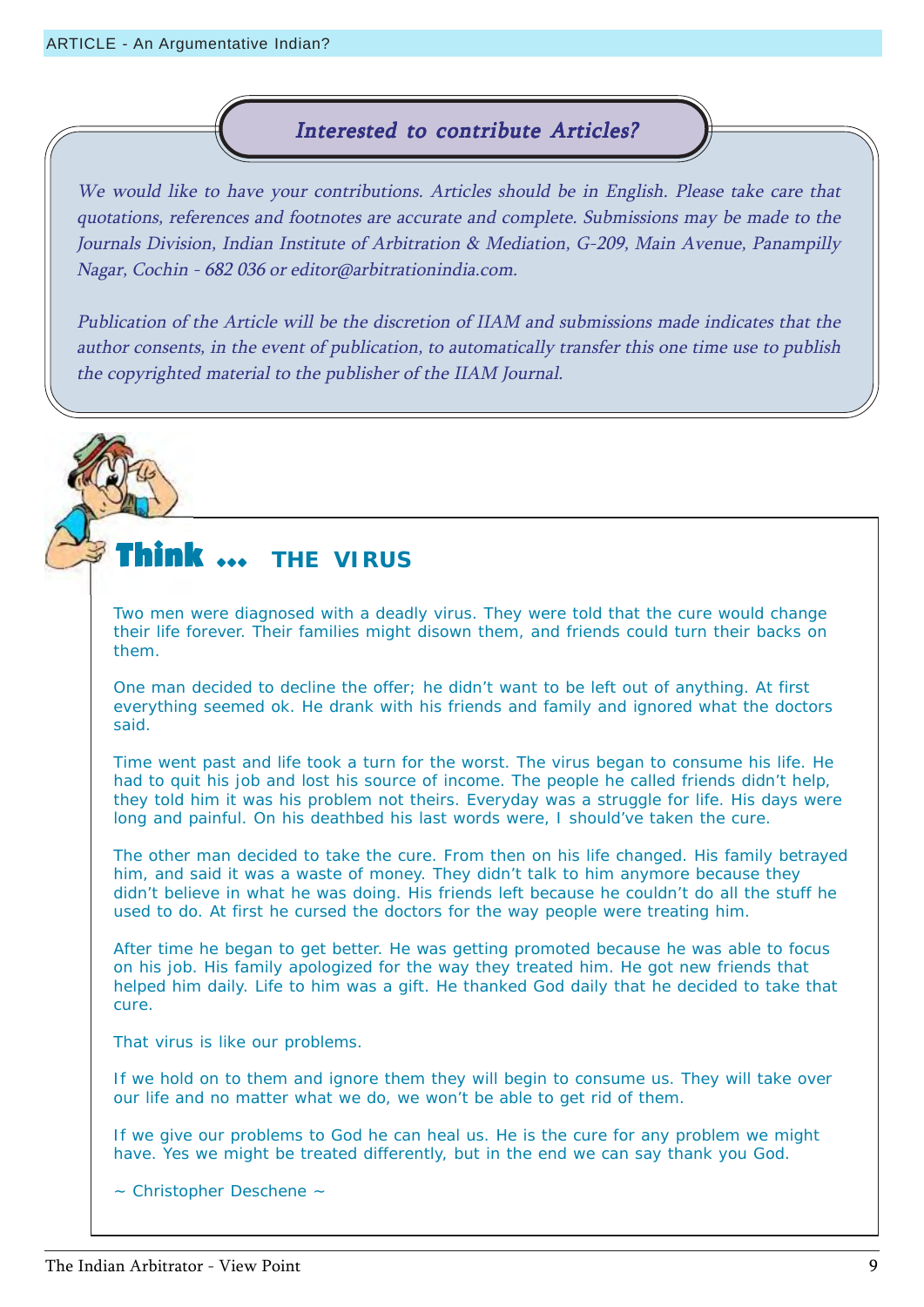## *Interested to contribute Articles?*

*We would like to have your contributions. Articles should be in English. Please take care that quotations, references and footnotes are accurate and complete. Submissions may be made to the Journals Division, Indian Institute of Arbitration & Mediation, G-209, Main Avenue, Panampilly Nagar, Cochin - 682 036 or editor@arbitrationindia.com.*

*Publication of the Article will be the discretion of IIAM and submissions made indicates that the author consents, in the event of publication, to automatically transfer this one time use to publish the copyrighted material to the publisher of the IIAM Journal.*

## Think ... THE VIRUS

Two men were diagnosed with a deadly virus. They were told that the cure would change their life forever. Their families might disown them, and friends could turn their backs on them.

One man decided to decline the offer; he didn't want to be left out of anything. At first everything seemed ok. He drank with his friends and family and ignored what the doctors said.

Time went past and life took a turn for the worst. The virus began to consume his life. He had to quit his job and lost his source of income. The people he called friends didn't help, they told him it was his problem not theirs. Everyday was a struggle for life. His days were long and painful. On his deathbed his last words were, I should've taken the cure.

The other man decided to take the cure. From then on his life changed. His family betrayed him, and said it was a waste of money. They didn't talk to him anymore because they didn't believe in what he was doing. His friends left because he couldn't do all the stuff he used to do. At first he cursed the doctors for the way people were treating him.

After time he began to get better. He was getting promoted because he was able to focus on his job. His family apologized for the way they treated him. He got new friends that helped him daily. Life to him was a gift. He thanked God daily that he decided to take that cure.

That virus is like our problems.

If we hold on to them and ignore them they will begin to consume us. They will take over our life and no matter what we do, we won't be able to get rid of them.

If we give our problems to God he can heal us. He is the cure for any problem we might have. Yes we might be treated differently, but in the end we can say thank you God.

~ Christopher Deschene ~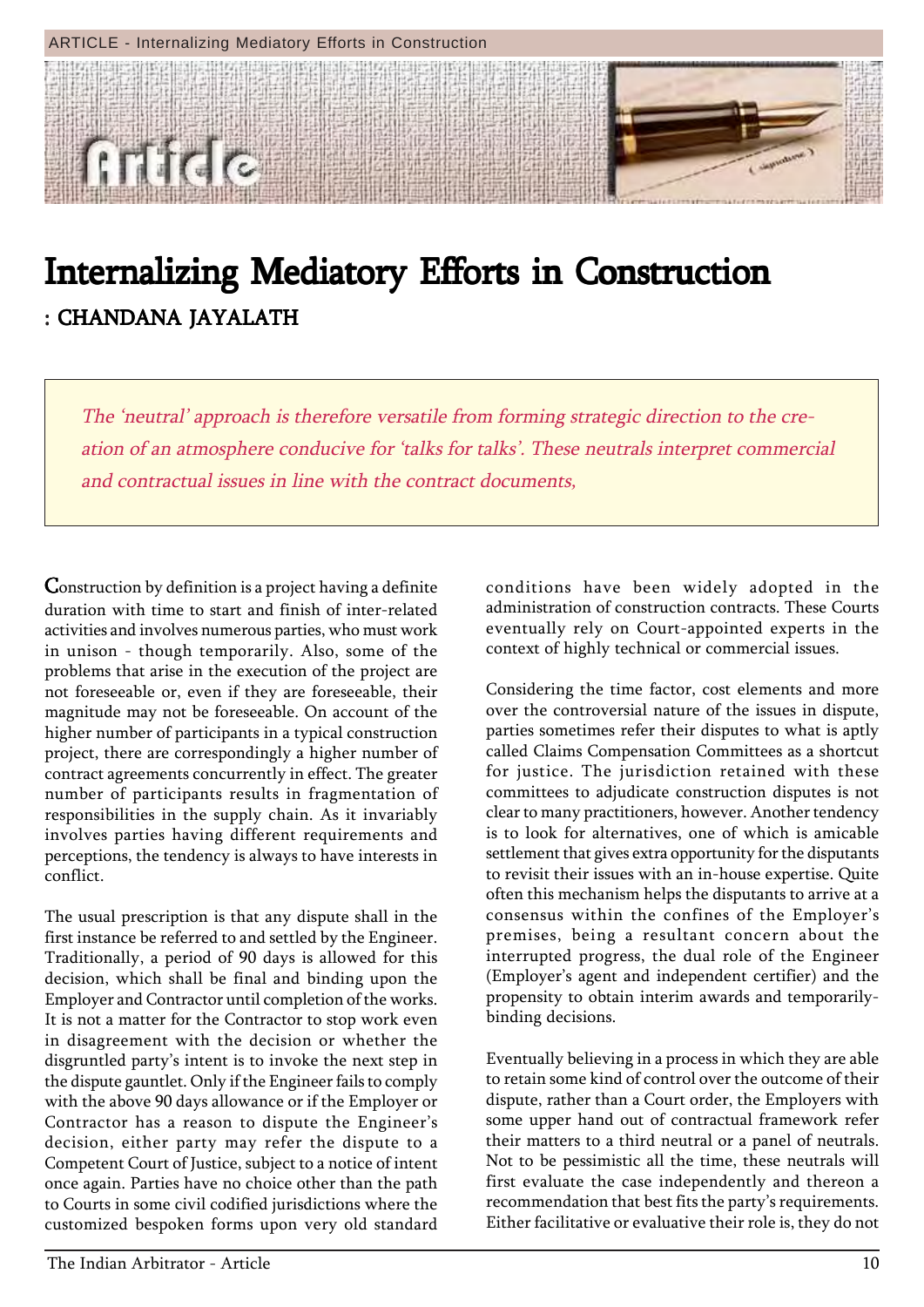# Internalizing Mediatory Efforts in Construction

**: CHANDANA JAYALATH**

*The 'neutral' approach is therefore versatile from forming strategic direction to the creation of an atmosphere conducive for 'talks for talks'. These neutrals interpret commercial and contractual issues in line with the contract documents,*

Construction by definition is a project having a definite duration with time to start and finish of inter-related activities and involves numerous parties, who must work in unison - though temporarily. Also, some of the problems that arise in the execution of the project are not foreseeable or, even if they are foreseeable, their magnitude may not be foreseeable. On account of the higher number of participants in a typical construction project, there are correspondingly a higher number of contract agreements concurrently in effect. The greater number of participants results in fragmentation of responsibilities in the supply chain. As it invariably involves parties having different requirements and perceptions, the tendency is always to have interests in conflict.

The usual prescription is that any dispute shall in the first instance be referred to and settled by the Engineer. Traditionally, a period of 90 days is allowed for this decision, which shall be final and binding upon the Employer and Contractor until completion of the works. It is not a matter for the Contractor to stop work even in disagreement with the decision or whether the disgruntled party's intent is to invoke the next step in the dispute gauntlet. Only if the Engineer fails to comply with the above 90 days allowance or if the Employer or Contractor has a reason to dispute the Engineer's decision, either party may refer the dispute to a Competent Court of Justice, subject to a notice of intent once again. Parties have no choice other than the path to Courts in some civil codified jurisdictions where the customized bespoken forms upon very old standard conditions have been widely adopted in the administration of construction contracts. These Courts eventually rely on Court-appointed experts in the context of highly technical or commercial issues.

Considering the time factor, cost elements and more over the controversial nature of the issues in dispute, parties sometimes refer their disputes to what is aptly called Claims Compensation Committees as a shortcut for justice. The jurisdiction retained with these committees to adjudicate construction disputes is not clear to many practitioners, however. Another tendency is to look for alternatives, one of which is amicable settlement that gives extra opportunity for the disputants to revisit their issues with an in-house expertise. Quite often this mechanism helps the disputants to arrive at a consensus within the confines of the Employer's premises, being a resultant concern about the interrupted progress, the dual role of the Engineer (Employer's agent and independent certifier) and the propensity to obtain interim awards and temporarily-binding decisions.

Eventually believing in a process in which they are able to retain some kind of control over the outcome of their dispute, rather than a Court order, the Employers with some upper hand out of contractual framework refer their matters to a third neutral or a panel of neutrals. Not to be pessimistic all the time, these neutrals will first evaluate the case independently and thereon a recommendation that best fits the party's requirements. Either facilitative or evaluative their role is, they do not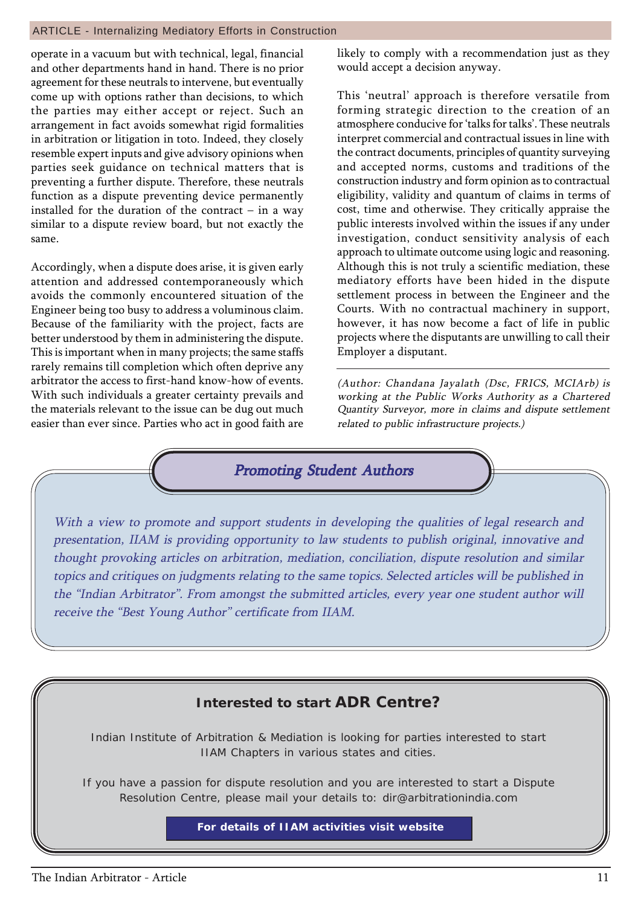operate in a vacuum but with technical, legal, financial and other departments hand in hand. There is no prior agreement for these neutrals to intervene, but eventually come up with options rather than decisions, to which the parties may either accept or reject. Such an arrangement in fact avoids somewhat rigid formalities in arbitration or litigation in toto. Indeed, they closely resemble expert inputs and give advisory opinions when parties seek guidance on technical matters that is preventing a further dispute. Therefore, these neutrals function as a dispute preventing device permanently installed for the duration of the contract – in a way similar to a dispute review board, but not exactly the same.

Accordingly, when a dispute does arise, it is given early attention and addressed contemporaneously which avoids the commonly encountered situation of the Engineer being too busy to address a voluminous claim. Because of the familiarity with the project, facts are better understood by them in administering the dispute. This is important when in many projects; the same staffs rarely remains till completion which often deprive any arbitrator the access to first-hand know-how of events. With such individuals a greater certainty prevails and the materials relevant to the issue can be dug out much easier than ever since. Parties who act in good faith are likely to comply with a recommendation just as they would accept a decision anyway.

This 'neutral' approach is therefore versatile from forming strategic direction to the creation of an atmosphere conducive for 'talks for talks'. These neutrals interpret commercial and contractual issues in line with the contract documents, principles of quantity surveying and accepted norms, customs and traditions of the construction industry and form opinion as to contractual eligibility, validity and quantum of claims in terms of cost, time and otherwise. They critically appraise the public interests involved within the issues if any under investigation, conduct sensitivity analysis of each approach to ultimate outcome using logic and reasoning. Although this is not truly a scientific mediation, these mediatory efforts have been hided in the dispute settlement process in between the Engineer and the Courts. With no contractual machinery in support, however, it has now become a fact of life in public projects where the disputants are unwilling to call their Employer a disputant.

---

*(Author: Chandana Jayalath (Dsc, FRICS, MCIArb) is working at the Public Works Authority as a Chartered Quantity Surveyor, more in claims and dispute settlement related to public infrastructure projects.)*

## *Promoting Student Authors*

*With a view to promote and support students in developing the qualities of legal research and presentation, IIAM is providing opportunity to law students to publish original, innovative and thought provoking articles on arbitration, mediation, conciliation, dispute resolution and similar topics and critiques on judgments relating to the same topics. Selected articles will be published in the "Indian Arbitrator". From amongst the submitted articles, every year one student author will receive the "Best Young Author" certificate from IIAM.*

## Interested to start **ADR Centre?**

Indian Institute of Arbitration & Mediation is looking for parties interested to start IIAM Chapters in various states and cities.

If you have a passion for dispute resolution and you are interested to start a Dispute Resolution Centre, please mail your details to: dir@arbitrationindia.com

**For details of IIAM activities visit website**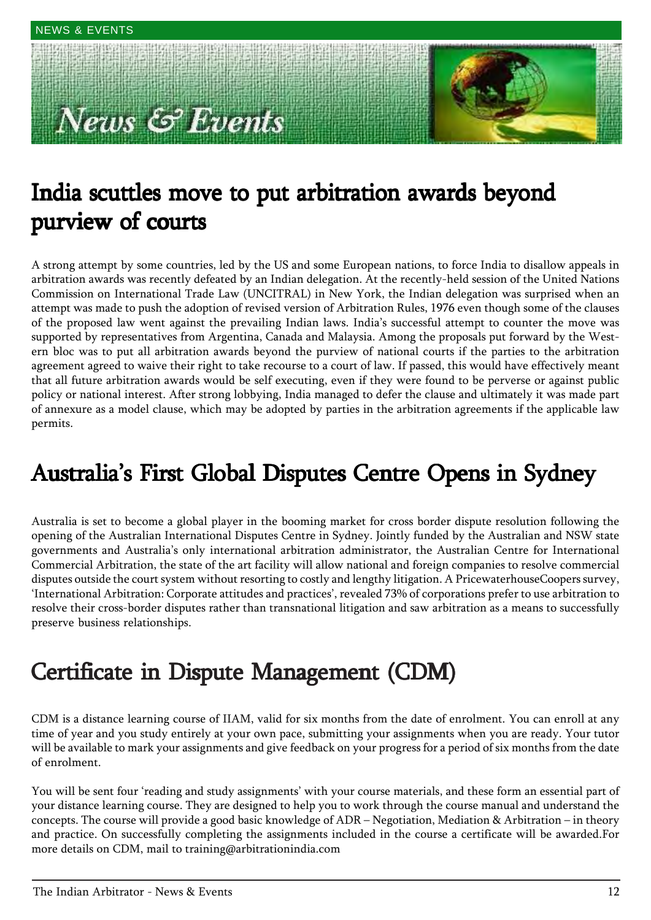## India scuttles move to put arbitration awards beyond purview of courts

A strong attempt by some countries, led by the US and some European nations, to force India to disallow appeals in arbitration awards was recently defeated by an Indian delegation. At the recently-held session of the United Nations Commission on International Trade Law (UNCITRAL) in New York, the Indian delegation was surprised when an attempt was made to push the adoption of revised version of Arbitration Rules, 1976 even though some of the clauses of the proposed law went against the prevailing Indian laws. India's successful attempt to counter the move was supported by representatives from Argentina, Canada and Malaysia. Among the proposals put forward by the Western bloc was to put all arbitration awards beyond the purview of national courts if the parties to the arbitration agreement agreed to waive their right to take recourse to a court of law. If passed, this would have effectively meant that all future arbitration awards would be self executing, even if they were found to be perverse or against public policy or national interest. After strong lobbying, India managed to defer the clause and ultimately it was made part of annexure as a model clause, which may be adopted by parties in the arbitration agreements if the applicable law permits.

## Australia's First Global Disputes Centre Opens in Sydney

Australia is set to become a global player in the booming market for cross border dispute resolution following the opening of the Australian International Disputes Centre in Sydney. Jointly funded by the Australian and NSW state governments and Australia's only international arbitration administrator, the Australian Centre for International Commercial Arbitration, the state of the art facility will allow national and foreign companies to resolve commercial disputes outside the court system without resorting to costly and lengthy litigation. A PricewaterhouseCoopers survey, 'International Arbitration: Corporate attitudes and practices', revealed 73% of corporations prefer to use arbitration to resolve their cross-border disputes rather than transnational litigation and saw arbitration as a means to successfully preserve business relationships.

## Certificate in Dispute Management (CDM)

CDM is a distance learning course of IIAM, valid for six months from the date of enrolment. You can enroll at any time of year and you study entirely at your own pace, submitting your assignments when you are ready. Your tutor will be available to mark your assignments and give feedback on your progress for a period of six months from the date of enrolment.

You will be sent four 'reading and study assignments' with your course materials, and these form an essential part of your distance learning course. They are designed to help you to work through the course manual and understand the concepts. The course will provide a good basic knowledge of ADR – Negotiation, Mediation & Arbitration – in theory and practice. On successfully completing the assignments included in the course a certificate will be awarded.For more details on CDM, mail to training@arbitrationindia.com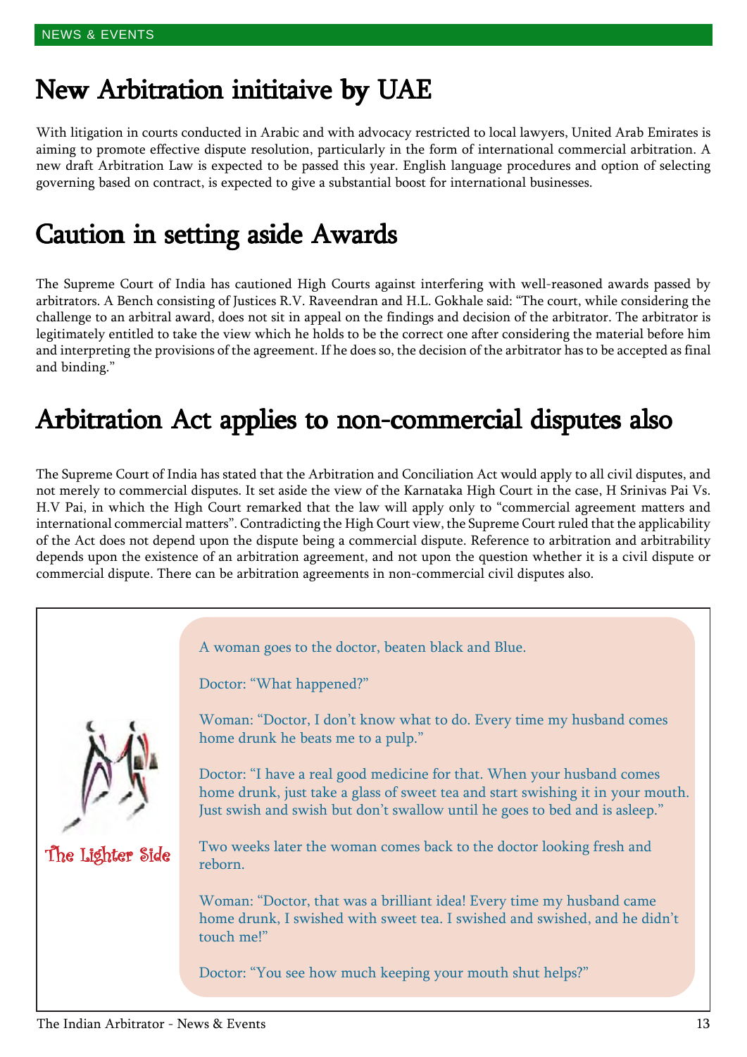NEWS & EVENTS

# New Arbitration inititaive by UAE

With litigation in courts conducted in Arabic and with advocacy restricted to local lawyers, United Arab Emirates is aiming to promote effective dispute resolution, particularly in the form of international commercial arbitration. A new draft Arbitration Law is expected to be passed this year. English language procedures and option of selecting governing based on contract, is expected to give a substantial boost for international businesses.

# Caution in setting aside Awards

The Supreme Court of India has cautioned High Courts against interfering with well-reasoned awards passed by arbitrators. A Bench consisting of Justices R.V. Raveendran and H.L. Gokhale said: "The court, while considering the challenge to an arbitral award, does not sit in appeal on the findings and decision of the arbitrator. The arbitrator is legitimately entitled to take the view which he holds to be the correct one after considering the material before him and interpreting the provisions of the agreement. If he does so, the decision of the arbitrator has to be accepted as final and binding."

# Arbitration Act applies to non-commercial disputes also

The Supreme Court of India has stated that the Arbitration and Conciliation Act would apply to all civil disputes, and not merely to commercial disputes. It set aside the view of the Karnataka High Court in the case, H Srinivas Pai Vs. H.V Pai, in which the High Court remarked that the law will apply only to "commercial agreement matters and international commercial matters". Contradicting the High Court view, the Supreme Court ruled that the applicability of the Act does not depend upon the dispute being a commercial dispute. Reference to arbitration and arbitrability depends upon the existence of an arbitration agreement, and not upon the question whether it is a civil dispute or commercial dispute. There can be arbitration agreements in non-commercial civil disputes also.

The Lighter Side

A woman goes to the doctor, beaten black and Blue.

Doctor: "What happened?"

Woman: "Doctor, I don't know what to do. Every time my husband comes home drunk he beats me to a pulp."

Doctor: "I have a real good medicine for that. When your husband comes home drunk, just take a glass of sweet tea and start swishing it in your mouth. Just swish and swish but don't swallow until he goes to bed and is asleep."

Two weeks later the woman comes back to the doctor looking fresh and reborn.

Woman: "Doctor, that was a brilliant idea! Every time my husband came home drunk, I swished with sweet tea. I swished and swished, and he didn't touch me!"

Doctor: "You see how much keeping your mouth shut helps?"